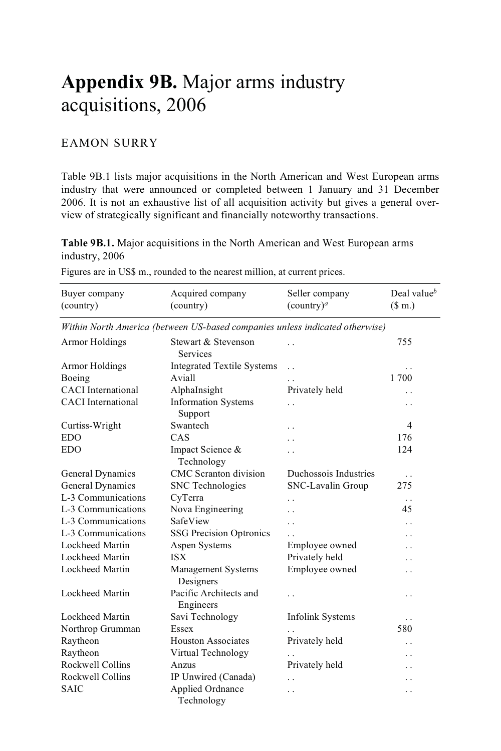# **Appendix 9B.** Major arms industry acquisitions, 2006

EAMON SURRY

Table 9B.1 lists major acquisitions in the North American and West European arms industry that were announced or completed between 1 January and 31 December 2006. It is not an exhaustive list of all acquisition activity but gives a general overview of strategically significant and financially noteworthy transactions.

**Table 9B.1.** Major acquisitions in the North American and West European arms industry, 2006

Figures are in US$ m., rounded to the nearest million, at current prices.

| Buyer company (country) | Acquired company (country) | Seller company (country)[a] | Deal value[b] ($ m.) |
|---|---|---|---|
| *Within North America (between US-based companies unless indicated otherwise)* | | | |
| Armor Holdings | Stewart & Stevenson Services | . . | 755 |
| Armor Holdings | Integrated Textile Systems | . . | . . |
| Boeing | Aviall | . . | 1 700 |
| CACI International | AlphaInsight | Privately held | . . |
| CACI International | Information Systems Support | . . | . . |
| Curtiss-Wright | Swantech | . . | 4 |
| EDO | CAS | . . | 176 |
| EDO | Impact Science & Technology | . . | 124 |
| General Dynamics | CMC Scranton division | Duchossois Industries | . . |
| General Dynamics | SNC Technologies | SNC-Lavalin Group | 275 |
| L-3 Communications | CyTerra | . . | . . |
| L-3 Communications | Nova Engineering | . . | 45 |
| L-3 Communications | SafeView | . . | . . |
| L-3 Communications | SSG Precision Optronics | . . | . . |
| Lockheed Martin | Aspen Systems | Employee owned | . . |
| Lockheed Martin | ISX | Privately held | . . |
| Lockheed Martin | Management Systems Designers | Employee owned | . . |
| Lockheed Martin | Pacific Architects and Engineers | . . | . . |
| Lockheed Martin | Savi Technology | Infolink Systems | . . |
| Northrop Grumman | Essex | . . | 580 |
| Raytheon | Houston Associates | Privately held | . . |
| Raytheon | Virtual Technology | . . | . . |
| Rockwell Collins | Anzus | Privately held | . . |
| Rockwell Collins | IP Unwired (Canada) | . . | . . |
| SAIC | Applied Ordnance Technology | . . | . . |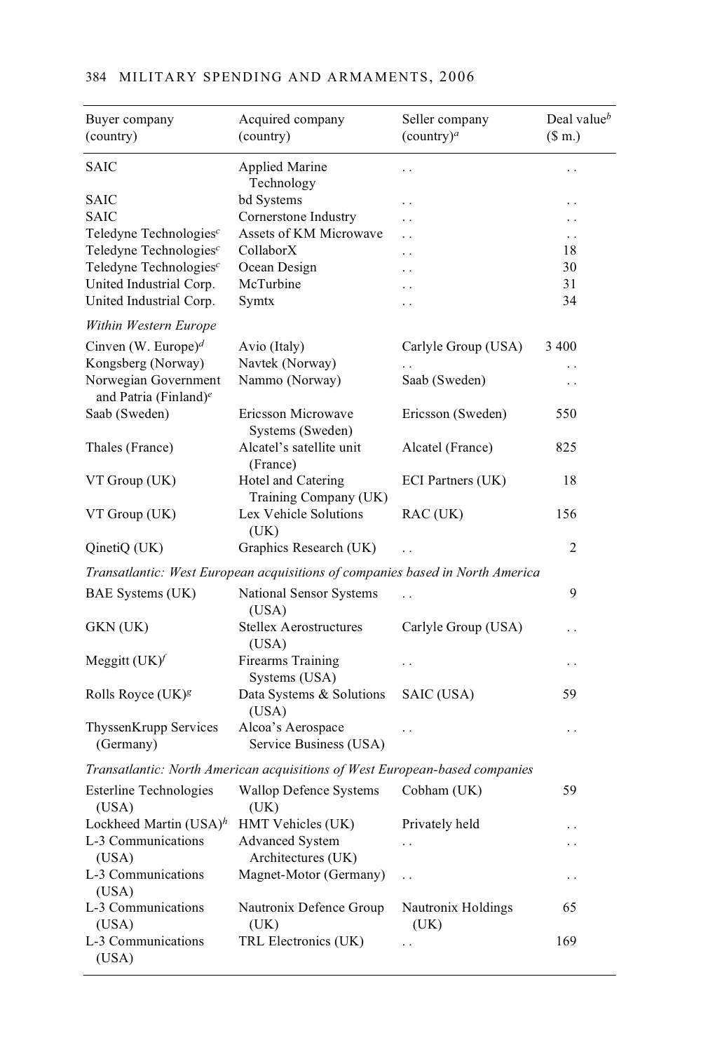| Buyer company (country) | Acquired company (country) | Seller company (country)[a] | Deal value[b] ($ m.) |
|---|---|---|---|
| SAIC | Applied Marine Technology | . . | . . |
| SAIC | bd Systems | . . | . . |
| SAIC | Cornerstone Industry | . . | . . |
| Teledyne Technologies[c] | Assets of KM Microwave | . . | . . |
| Teledyne Technologies[c] | CollaborX | . . | 18 |
| Teledyne Technologies[c] | Ocean Design | . . | 30 |
| United Industrial Corp. | McTurbine | . . | 31 |
| United Industrial Corp. | Symtx | . . | 34 |
| *Within Western Europe* | | | |
| Cinven (W. Europe)[d] | Avio (Italy) | Carlyle Group (USA) | 3 400 |
| Kongsberg (Norway) | Navtek (Norway) | . . | . . |
| Norwegian Government and Patria (Finland)[e] | Nammo (Norway) | Saab (Sweden) | . . |
| Saab (Sweden) | Ericsson Microwave Systems (Sweden) | Ericsson (Sweden) | 550 |
| Thales (France) | Alcatel's satellite unit (France) | Alcatel (France) | 825 |
| VT Group (UK) | Hotel and Catering Training Company (UK) | ECI Partners (UK) | 18 |
| VT Group (UK) | Lex Vehicle Solutions (UK) | RAC (UK) | 156 |
| QinetiQ (UK) | Graphics Research (UK) | . . | 2 |
| *Transatlantic: West European acquisitions of companies based in North America* | | | |
| BAE Systems (UK) | National Sensor Systems (USA) | . . | 9 |
| GKN (UK) | Stellex Aerostructures (USA) | Carlyle Group (USA) | . . |
| Meggitt (UK)[f] | Firearms Training Systems (USA) | . . | . . |
| Rolls Royce (UK)[g] | Data Systems & Solutions (USA) | SAIC (USA) | 59 |
| ThyssenKrupp Services (Germany) | Alcoa's Aerospace Service Business (USA) | . . | . . |
| *Transatlantic: North American acquisitions of West European-based companies* | | | |
| Esterline Technologies (USA) | Wallop Defence Systems (UK) | Cobham (UK) | 59 |
| Lockheed Martin (USA)[h] | HMT Vehicles (UK) | Privately held | . . |
| L-3 Communications (USA) | Advanced System Architectures (UK) | . . | . . |
| L-3 Communications (USA) | Magnet-Motor (Germany) | . . | . . |
| L-3 Communications (USA) | Nautronix Defence Group (UK) | Nautronix Holdings (UK) | 65 |
| L-3 Communications (USA) | TRL Electronics (UK) | . . | 169 |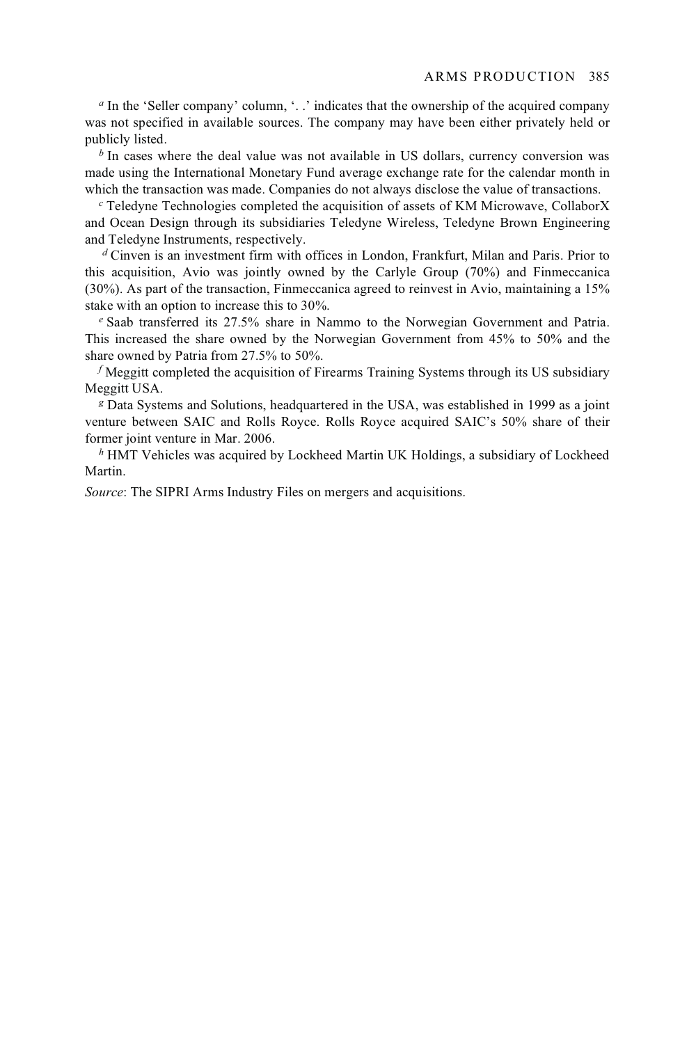[a] In the ‘Seller company’ column, ‘. .’ indicates that the ownership of the acquired company was not specified in available sources. The company may have been either privately held or publicly listed.

[b] In cases where the deal value was not available in US dollars, currency conversion was made using the International Monetary Fund average exchange rate for the calendar month in which the transaction was made. Companies do not always disclose the value of transactions.

[c] Teledyne Technologies completed the acquisition of assets of KM Microwave, CollaborX and Ocean Design through its subsidiaries Teledyne Wireless, Teledyne Brown Engineering and Teledyne Instruments, respectively.

[d] Cinven is an investment firm with offices in London, Frankfurt, Milan and Paris. Prior to this acquisition, Avio was jointly owned by the Carlyle Group (70%) and Finmeccanica (30%). As part of the transaction, Finmeccanica agreed to reinvest in Avio, maintaining a 15% stake with an option to increase this to 30%.

[e] Saab transferred its 27.5% share in Nammo to the Norwegian Government and Patria. This increased the share owned by the Norwegian Government from 45% to 50% and the share owned by Patria from 27.5% to 50%.

[f] Meggitt completed the acquisition of Firearms Training Systems through its US subsidiary Meggitt USA.

[g] Data Systems and Solutions, headquartered in the USA, was established in 1999 as a joint venture between SAIC and Rolls Royce. Rolls Royce acquired SAIC’s 50% share of their former joint venture in Mar. 2006.

[h] HMT Vehicles was acquired by Lockheed Martin UK Holdings, a subsidiary of Lockheed Martin.

*Source*: The SIPRI Arms Industry Files on mergers and acquisitions.